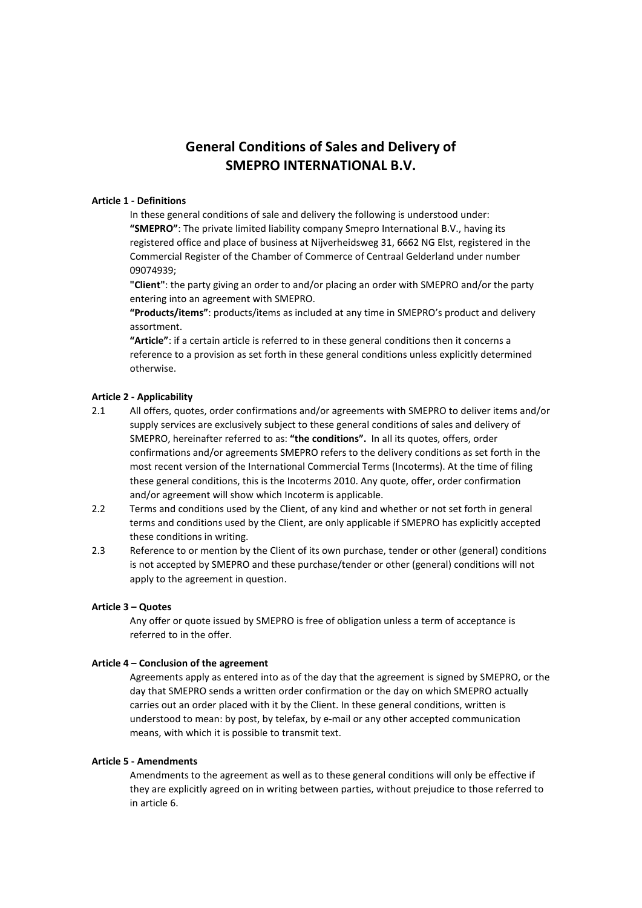# General Conditions of Sales and Delivery of SMEPRO INTERNATIONAL B.V.

**Article 1 - Definitions**

In these general conditions of sale and delivery the following is understood under:

**"SMEPRO"**: The private limited liability company Smepro International B.V., having its registered office and place of business at Nijverheidsweg 31, 6662 NG Elst, registered in the Commercial Register of the Chamber of Commerce of Centraal Gelderland under number 09074939;

**"Client"**: the party giving an order to and/or placing an order with SMEPRO and/or the party entering into an agreement with SMEPRO.

**"Products/items"**: products/items as included at any time in SMEPRO's product and delivery assortment.

**"Article"**: if a certain article is referred to in these general conditions then it concerns a reference to a provision as set forth in these general conditions unless explicitly determined otherwise.

**Article 2 - Applicability**

2.1 All offers, quotes, order confirmations and/or agreements with SMEPRO to deliver items and/or supply services are exclusively subject to these general conditions of sales and delivery of SMEPRO, hereinafter referred to as: **"the conditions".** In all its quotes, offers, order confirmations and/or agreements SMEPRO refers to the delivery conditions as set forth in the most recent version of the International Commercial Terms (Incoterms). At the time of filing these general conditions, this is the Incoterms 2010. Any quote, offer, order confirmation and/or agreement will show which Incoterm is applicable.

2.2 Terms and conditions used by the Client, of any kind and whether or not set forth in general terms and conditions used by the Client, are only applicable if SMEPRO has explicitly accepted these conditions in writing.

2.3 Reference to or mention by the Client of its own purchase, tender or other (general) conditions is not accepted by SMEPRO and these purchase/tender or other (general) conditions will not apply to the agreement in question.

**Article 3 – Quotes**

Any offer or quote issued by SMEPRO is free of obligation unless a term of acceptance is referred to in the offer.

**Article 4 – Conclusion of the agreement**

Agreements apply as entered into as of the day that the agreement is signed by SMEPRO, or the day that SMEPRO sends a written order confirmation or the day on which SMEPRO actually carries out an order placed with it by the Client. In these general conditions, written is understood to mean: by post, by telefax, by e-mail or any other accepted communication means, with which it is possible to transmit text.

**Article 5 - Amendments**

Amendments to the agreement as well as to these general conditions will only be effective if they are explicitly agreed on in writing between parties, without prejudice to those referred to in article 6.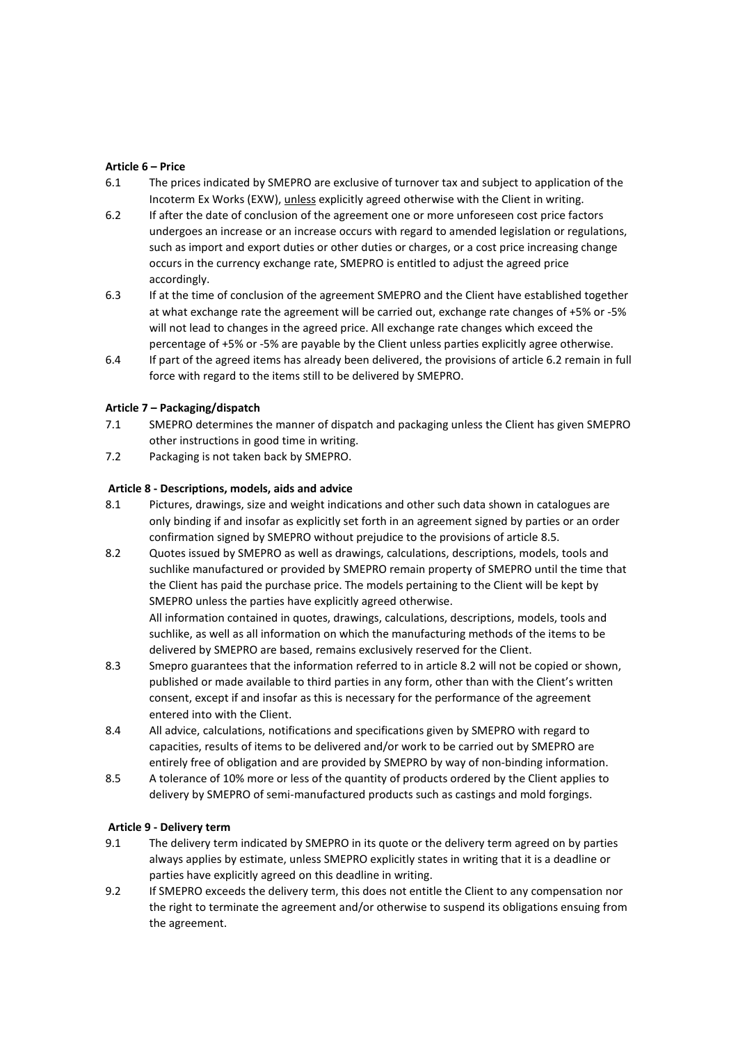**Article 6 – Price**

6.1 The prices indicated by SMEPRO are exclusive of turnover tax and subject to application of the Incoterm Ex Works (EXW), unless explicitly agreed otherwise with the Client in writing.

6.2 If after the date of conclusion of the agreement one or more unforeseen cost price factors undergoes an increase or an increase occurs with regard to amended legislation or regulations, such as import and export duties or other duties or charges, or a cost price increasing change occurs in the currency exchange rate, SMEPRO is entitled to adjust the agreed price accordingly.

6.3 If at the time of conclusion of the agreement SMEPRO and the Client have established together at what exchange rate the agreement will be carried out, exchange rate changes of +5% or -5% will not lead to changes in the agreed price. All exchange rate changes which exceed the percentage of +5% or -5% are payable by the Client unless parties explicitly agree otherwise.

6.4 If part of the agreed items has already been delivered, the provisions of article 6.2 remain in full force with regard to the items still to be delivered by SMEPRO.

**Article 7 – Packaging/dispatch**

7.1 SMEPRO determines the manner of dispatch and packaging unless the Client has given SMEPRO other instructions in good time in writing.

7.2 Packaging is not taken back by SMEPRO.

**Article 8 - Descriptions, models, aids and advice**

8.1 Pictures, drawings, size and weight indications and other such data shown in catalogues are only binding if and insofar as explicitly set forth in an agreement signed by parties or an order confirmation signed by SMEPRO without prejudice to the provisions of article 8.5.

8.2 Quotes issued by SMEPRO as well as drawings, calculations, descriptions, models, tools and suchlike manufactured or provided by SMEPRO remain property of SMEPRO until the time that the Client has paid the purchase price. The models pertaining to the Client will be kept by SMEPRO unless the parties have explicitly agreed otherwise.
All information contained in quotes, drawings, calculations, descriptions, models, tools and suchlike, as well as all information on which the manufacturing methods of the items to be delivered by SMEPRO are based, remains exclusively reserved for the Client.

8.3 Smepro guarantees that the information referred to in article 8.2 will not be copied or shown, published or made available to third parties in any form, other than with the Client's written consent, except if and insofar as this is necessary for the performance of the agreement entered into with the Client.

8.4 All advice, calculations, notifications and specifications given by SMEPRO with regard to capacities, results of items to be delivered and/or work to be carried out by SMEPRO are entirely free of obligation and are provided by SMEPRO by way of non-binding information.

8.5 A tolerance of 10% more or less of the quantity of products ordered by the Client applies to delivery by SMEPRO of semi-manufactured products such as castings and mold forgings.

**Article 9 - Delivery term**

9.1 The delivery term indicated by SMEPRO in its quote or the delivery term agreed on by parties always applies by estimate, unless SMEPRO explicitly states in writing that it is a deadline or parties have explicitly agreed on this deadline in writing.

9.2 If SMEPRO exceeds the delivery term, this does not entitle the Client to any compensation nor the right to terminate the agreement and/or otherwise to suspend its obligations ensuing from the agreement.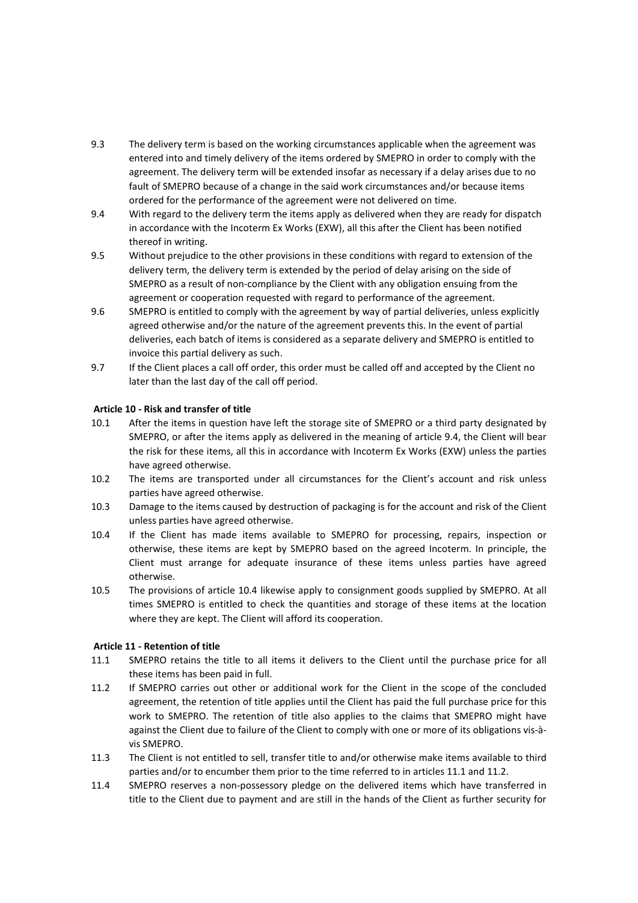9.3 The delivery term is based on the working circumstances applicable when the agreement was entered into and timely delivery of the items ordered by SMEPRO in order to comply with the agreement. The delivery term will be extended insofar as necessary if a delay arises due to no fault of SMEPRO because of a change in the said work circumstances and/or because items ordered for the performance of the agreement were not delivered on time.

9.4 With regard to the delivery term the items apply as delivered when they are ready for dispatch in accordance with the Incoterm Ex Works (EXW), all this after the Client has been notified thereof in writing.

9.5 Without prejudice to the other provisions in these conditions with regard to extension of the delivery term, the delivery term is extended by the period of delay arising on the side of SMEPRO as a result of non-compliance by the Client with any obligation ensuing from the agreement or cooperation requested with regard to performance of the agreement.

9.6 SMEPRO is entitled to comply with the agreement by way of partial deliveries, unless explicitly agreed otherwise and/or the nature of the agreement prevents this. In the event of partial deliveries, each batch of items is considered as a separate delivery and SMEPRO is entitled to invoice this partial delivery as such.

9.7 If the Client places a call off order, this order must be called off and accepted by the Client no later than the last day of the call off period.

**Article 10 - Risk and transfer of title**

10.1 After the items in question have left the storage site of SMEPRO or a third party designated by SMEPRO, or after the items apply as delivered in the meaning of article 9.4, the Client will bear the risk for these items, all this in accordance with Incoterm Ex Works (EXW) unless the parties have agreed otherwise.

10.2 The items are transported under all circumstances for the Client's account and risk unless parties have agreed otherwise.

10.3 Damage to the items caused by destruction of packaging is for the account and risk of the Client unless parties have agreed otherwise.

10.4 If the Client has made items available to SMEPRO for processing, repairs, inspection or otherwise, these items are kept by SMEPRO based on the agreed Incoterm. In principle, the Client must arrange for adequate insurance of these items unless parties have agreed otherwise.

10.5 The provisions of article 10.4 likewise apply to consignment goods supplied by SMEPRO. At all times SMEPRO is entitled to check the quantities and storage of these items at the location where they are kept. The Client will afford its cooperation.

**Article 11 - Retention of title**

11.1 SMEPRO retains the title to all items it delivers to the Client until the purchase price for all these items has been paid in full.

11.2 If SMEPRO carries out other or additional work for the Client in the scope of the concluded agreement, the retention of title applies until the Client has paid the full purchase price for this work to SMEPRO. The retention of title also applies to the claims that SMEPRO might have against the Client due to failure of the Client to comply with one or more of its obligations vis-à-vis SMEPRO.

11.3 The Client is not entitled to sell, transfer title to and/or otherwise make items available to third parties and/or to encumber them prior to the time referred to in articles 11.1 and 11.2.

11.4 SMEPRO reserves a non-possessory pledge on the delivered items which have transferred in title to the Client due to payment and are still in the hands of the Client as further security for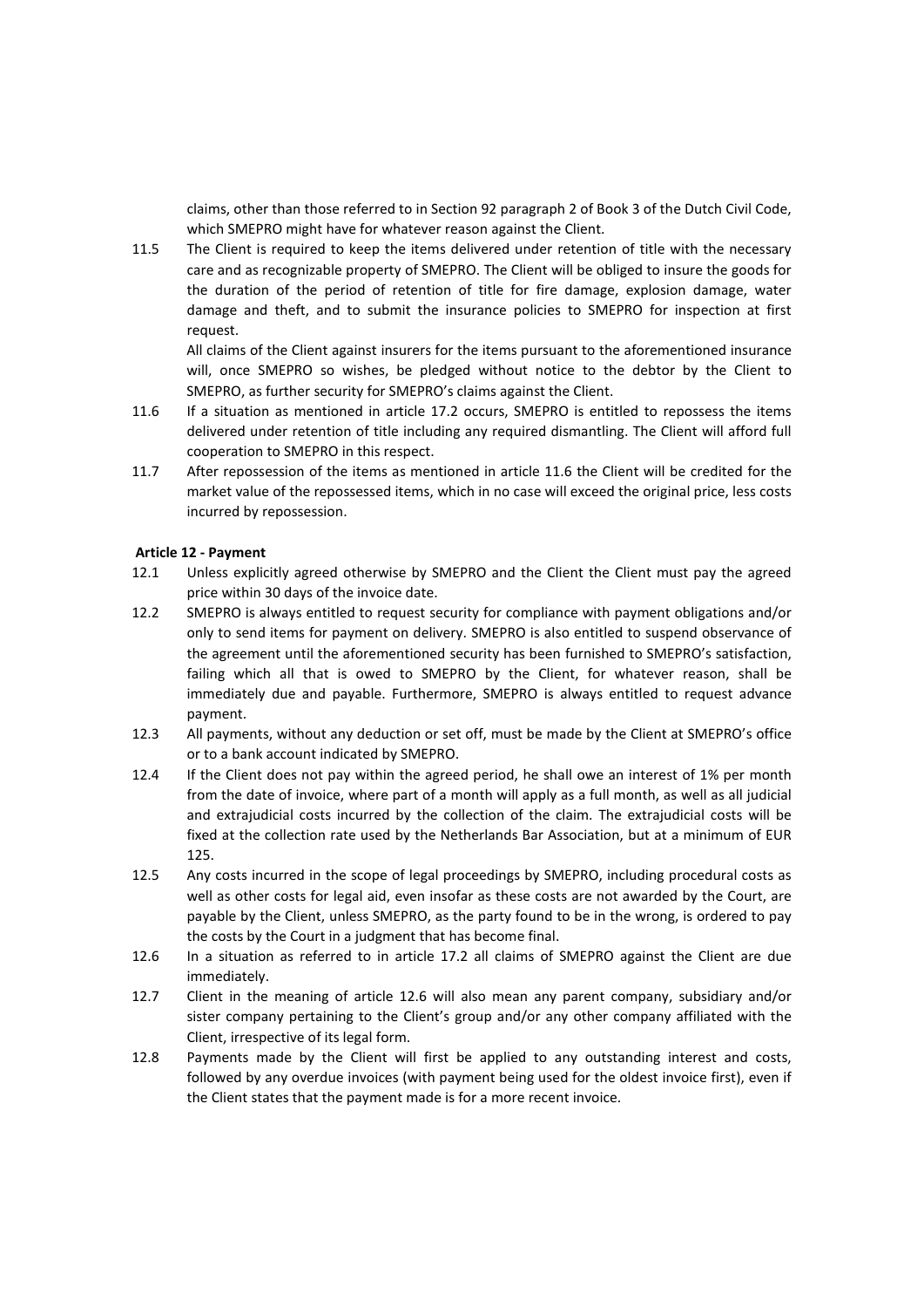claims, other than those referred to in Section 92 paragraph 2 of Book 3 of the Dutch Civil Code, which SMEPRO might have for whatever reason against the Client.

11.5 The Client is required to keep the items delivered under retention of title with the necessary care and as recognizable property of SMEPRO. The Client will be obliged to insure the goods for the duration of the period of retention of title for fire damage, explosion damage, water damage and theft, and to submit the insurance policies to SMEPRO for inspection at first request.

All claims of the Client against insurers for the items pursuant to the aforementioned insurance will, once SMEPRO so wishes, be pledged without notice to the debtor by the Client to SMEPRO, as further security for SMEPRO's claims against the Client.

11.6 If a situation as mentioned in article 17.2 occurs, SMEPRO is entitled to repossess the items delivered under retention of title including any required dismantling. The Client will afford full cooperation to SMEPRO in this respect.

11.7 After repossession of the items as mentioned in article 11.6 the Client will be credited for the market value of the repossessed items, which in no case will exceed the original price, less costs incurred by repossession.

**Article 12 - Payment**

12.1 Unless explicitly agreed otherwise by SMEPRO and the Client the Client must pay the agreed price within 30 days of the invoice date.

12.2 SMEPRO is always entitled to request security for compliance with payment obligations and/or only to send items for payment on delivery. SMEPRO is also entitled to suspend observance of the agreement until the aforementioned security has been furnished to SMEPRO's satisfaction, failing which all that is owed to SMEPRO by the Client, for whatever reason, shall be immediately due and payable. Furthermore, SMEPRO is always entitled to request advance payment.

12.3 All payments, without any deduction or set off, must be made by the Client at SMEPRO's office or to a bank account indicated by SMEPRO.

12.4 If the Client does not pay within the agreed period, he shall owe an interest of 1% per month from the date of invoice, where part of a month will apply as a full month, as well as all judicial and extrajudicial costs incurred by the collection of the claim. The extrajudicial costs will be fixed at the collection rate used by the Netherlands Bar Association, but at a minimum of EUR 125.

12.5 Any costs incurred in the scope of legal proceedings by SMEPRO, including procedural costs as well as other costs for legal aid, even insofar as these costs are not awarded by the Court, are payable by the Client, unless SMEPRO, as the party found to be in the wrong, is ordered to pay the costs by the Court in a judgment that has become final.

12.6 In a situation as referred to in article 17.2 all claims of SMEPRO against the Client are due immediately.

12.7 Client in the meaning of article 12.6 will also mean any parent company, subsidiary and/or sister company pertaining to the Client's group and/or any other company affiliated with the Client, irrespective of its legal form.

12.8 Payments made by the Client will first be applied to any outstanding interest and costs, followed by any overdue invoices (with payment being used for the oldest invoice first), even if the Client states that the payment made is for a more recent invoice.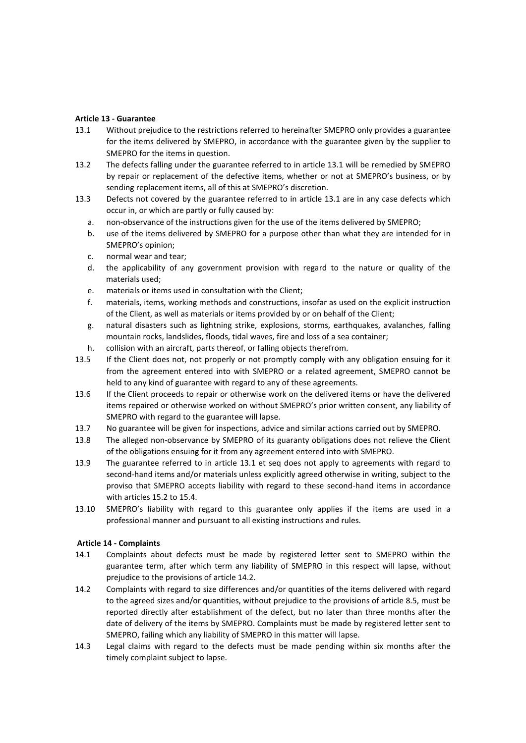**Article 13 - Guarantee**

13.1 Without prejudice to the restrictions referred to hereinafter SMEPRO only provides a guarantee for the items delivered by SMEPRO, in accordance with the guarantee given by the supplier to SMEPRO for the items in question.

13.2 The defects falling under the guarantee referred to in article 13.1 will be remedied by SMEPRO by repair or replacement of the defective items, whether or not at SMEPRO's business, or by sending replacement items, all of this at SMEPRO's discretion.

13.3 Defects not covered by the guarantee referred to in article 13.1 are in any case defects which occur in, or which are partly or fully caused by:

a. non-observance of the instructions given for the use of the items delivered by SMEPRO;
b. use of the items delivered by SMEPRO for a purpose other than what they are intended for in SMEPRO's opinion;
c. normal wear and tear;
d. the applicability of any government provision with regard to the nature or quality of the materials used;
e. materials or items used in consultation with the Client;
f. materials, items, working methods and constructions, insofar as used on the explicit instruction of the Client, as well as materials or items provided by or on behalf of the Client;
g. natural disasters such as lightning strike, explosions, storms, earthquakes, avalanches, falling mountain rocks, landslides, floods, tidal waves, fire and loss of a sea container;
h. collision with an aircraft, parts thereof, or falling objects therefrom.

13.5 If the Client does not, not properly or not promptly comply with any obligation ensuing for it from the agreement entered into with SMEPRO or a related agreement, SMEPRO cannot be held to any kind of guarantee with regard to any of these agreements.

13.6 If the Client proceeds to repair or otherwise work on the delivered items or have the delivered items repaired or otherwise worked on without SMEPRO's prior written consent, any liability of SMEPRO with regard to the guarantee will lapse.

13.7 No guarantee will be given for inspections, advice and similar actions carried out by SMEPRO.

13.8 The alleged non-observance by SMEPRO of its guaranty obligations does not relieve the Client of the obligations ensuing for it from any agreement entered into with SMEPRO.

13.9 The guarantee referred to in article 13.1 et seq does not apply to agreements with regard to second-hand items and/or materials unless explicitly agreed otherwise in writing, subject to the proviso that SMEPRO accepts liability with regard to these second-hand items in accordance with articles 15.2 to 15.4.

13.10 SMEPRO's liability with regard to this guarantee only applies if the items are used in a professional manner and pursuant to all existing instructions and rules.

**Article 14 - Complaints**

14.1 Complaints about defects must be made by registered letter sent to SMEPRO within the guarantee term, after which term any liability of SMEPRO in this respect will lapse, without prejudice to the provisions of article 14.2.

14.2 Complaints with regard to size differences and/or quantities of the items delivered with regard to the agreed sizes and/or quantities, without prejudice to the provisions of article 8.5, must be reported directly after establishment of the defect, but no later than three months after the date of delivery of the items by SMEPRO. Complaints must be made by registered letter sent to SMEPRO, failing which any liability of SMEPRO in this matter will lapse.

14.3 Legal claims with regard to the defects must be made pending within six months after the timely complaint subject to lapse.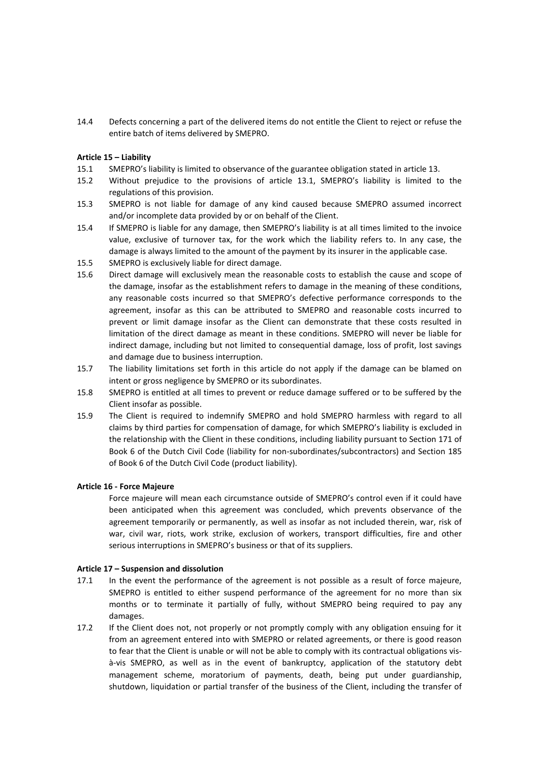14.4 Defects concerning a part of the delivered items do not entitle the Client to reject or refuse the entire batch of items delivered by SMEPRO.

**Article 15 – Liability**

15.1 SMEPRO's liability is limited to observance of the guarantee obligation stated in article 13.

15.2 Without prejudice to the provisions of article 13.1, SMEPRO's liability is limited to the regulations of this provision.

15.3 SMEPRO is not liable for damage of any kind caused because SMEPRO assumed incorrect and/or incomplete data provided by or on behalf of the Client.

15.4 If SMEPRO is liable for any damage, then SMEPRO's liability is at all times limited to the invoice value, exclusive of turnover tax, for the work which the liability refers to. In any case, the damage is always limited to the amount of the payment by its insurer in the applicable case.

15.5 SMEPRO is exclusively liable for direct damage.

15.6 Direct damage will exclusively mean the reasonable costs to establish the cause and scope of the damage, insofar as the establishment refers to damage in the meaning of these conditions, any reasonable costs incurred so that SMEPRO's defective performance corresponds to the agreement, insofar as this can be attributed to SMEPRO and reasonable costs incurred to prevent or limit damage insofar as the Client can demonstrate that these costs resulted in limitation of the direct damage as meant in these conditions. SMEPRO will never be liable for indirect damage, including but not limited to consequential damage, loss of profit, lost savings and damage due to business interruption.

15.7 The liability limitations set forth in this article do not apply if the damage can be blamed on intent or gross negligence by SMEPRO or its subordinates.

15.8 SMEPRO is entitled at all times to prevent or reduce damage suffered or to be suffered by the Client insofar as possible.

15.9 The Client is required to indemnify SMEPRO and hold SMEPRO harmless with regard to all claims by third parties for compensation of damage, for which SMEPRO's liability is excluded in the relationship with the Client in these conditions, including liability pursuant to Section 171 of Book 6 of the Dutch Civil Code (liability for non-subordinates/subcontractors) and Section 185 of Book 6 of the Dutch Civil Code (product liability).

**Article 16 - Force Majeure**

Force majeure will mean each circumstance outside of SMEPRO's control even if it could have been anticipated when this agreement was concluded, which prevents observance of the agreement temporarily or permanently, as well as insofar as not included therein, war, risk of war, civil war, riots, work strike, exclusion of workers, transport difficulties, fire and other serious interruptions in SMEPRO's business or that of its suppliers.

**Article 17 – Suspension and dissolution**

17.1 In the event the performance of the agreement is not possible as a result of force majeure, SMEPRO is entitled to either suspend performance of the agreement for no more than six months or to terminate it partially of fully, without SMEPRO being required to pay any damages.

17.2 If the Client does not, not properly or not promptly comply with any obligation ensuing for it from an agreement entered into with SMEPRO or related agreements, or there is good reason to fear that the Client is unable or will not be able to comply with its contractual obligations vis-à-vis SMEPRO, as well as in the event of bankruptcy, application of the statutory debt management scheme, moratorium of payments, death, being put under guardianship, shutdown, liquidation or partial transfer of the business of the Client, including the transfer of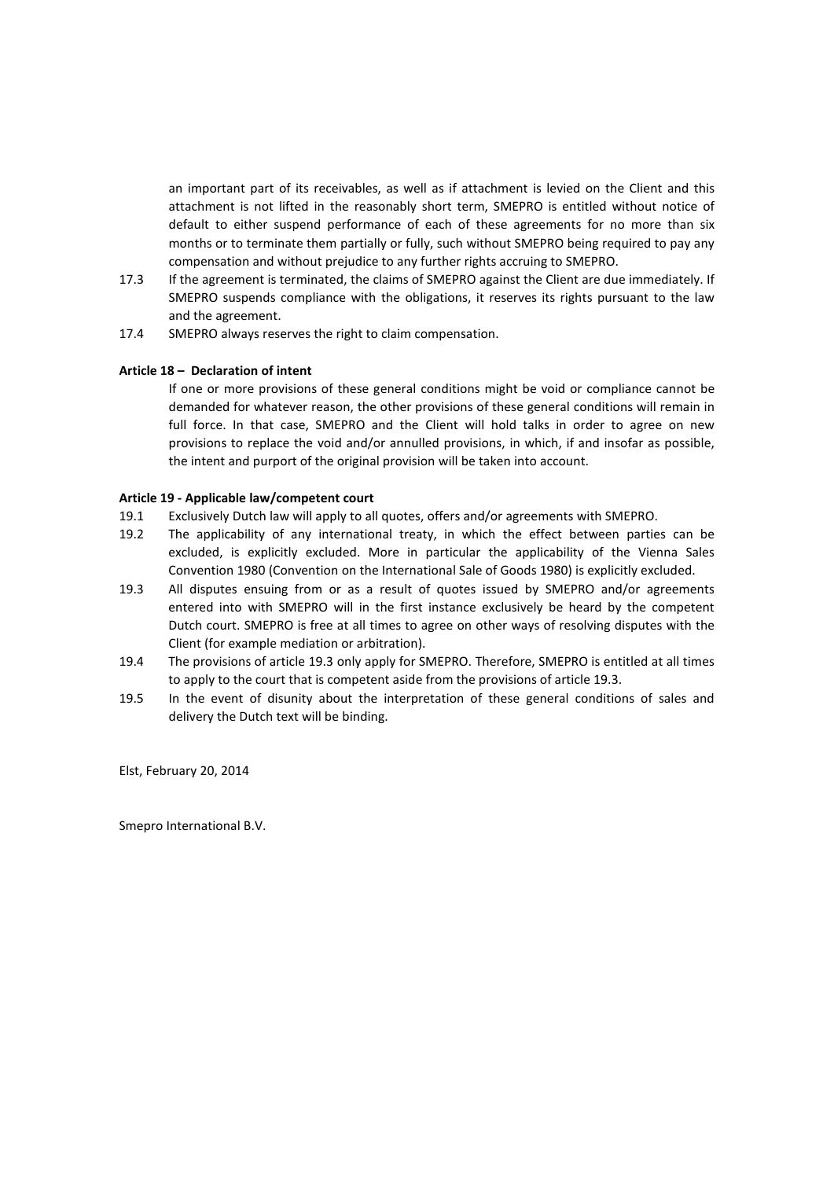an important part of its receivables, as well as if attachment is levied on the Client and this attachment is not lifted in the reasonably short term, SMEPRO is entitled without notice of default to either suspend performance of each of these agreements for no more than six months or to terminate them partially or fully, such without SMEPRO being required to pay any compensation and without prejudice to any further rights accruing to SMEPRO.

17.3 If the agreement is terminated, the claims of SMEPRO against the Client are due immediately. If SMEPRO suspends compliance with the obligations, it reserves its rights pursuant to the law and the agreement.

17.4 SMEPRO always reserves the right to claim compensation.

**Article 18 – Declaration of intent**

If one or more provisions of these general conditions might be void or compliance cannot be demanded for whatever reason, the other provisions of these general conditions will remain in full force. In that case, SMEPRO and the Client will hold talks in order to agree on new provisions to replace the void and/or annulled provisions, in which, if and insofar as possible, the intent and purport of the original provision will be taken into account.

**Article 19 - Applicable law/competent court**

19.1 Exclusively Dutch law will apply to all quotes, offers and/or agreements with SMEPRO.

19.2 The applicability of any international treaty, in which the effect between parties can be excluded, is explicitly excluded. More in particular the applicability of the Vienna Sales Convention 1980 (Convention on the International Sale of Goods 1980) is explicitly excluded.

19.3 All disputes ensuing from or as a result of quotes issued by SMEPRO and/or agreements entered into with SMEPRO will in the first instance exclusively be heard by the competent Dutch court. SMEPRO is free at all times to agree on other ways of resolving disputes with the Client (for example mediation or arbitration).

19.4 The provisions of article 19.3 only apply for SMEPRO. Therefore, SMEPRO is entitled at all times to apply to the court that is competent aside from the provisions of article 19.3.

19.5 In the event of disunity about the interpretation of these general conditions of sales and delivery the Dutch text will be binding.

Elst, February 20, 2014

Smepro International B.V.